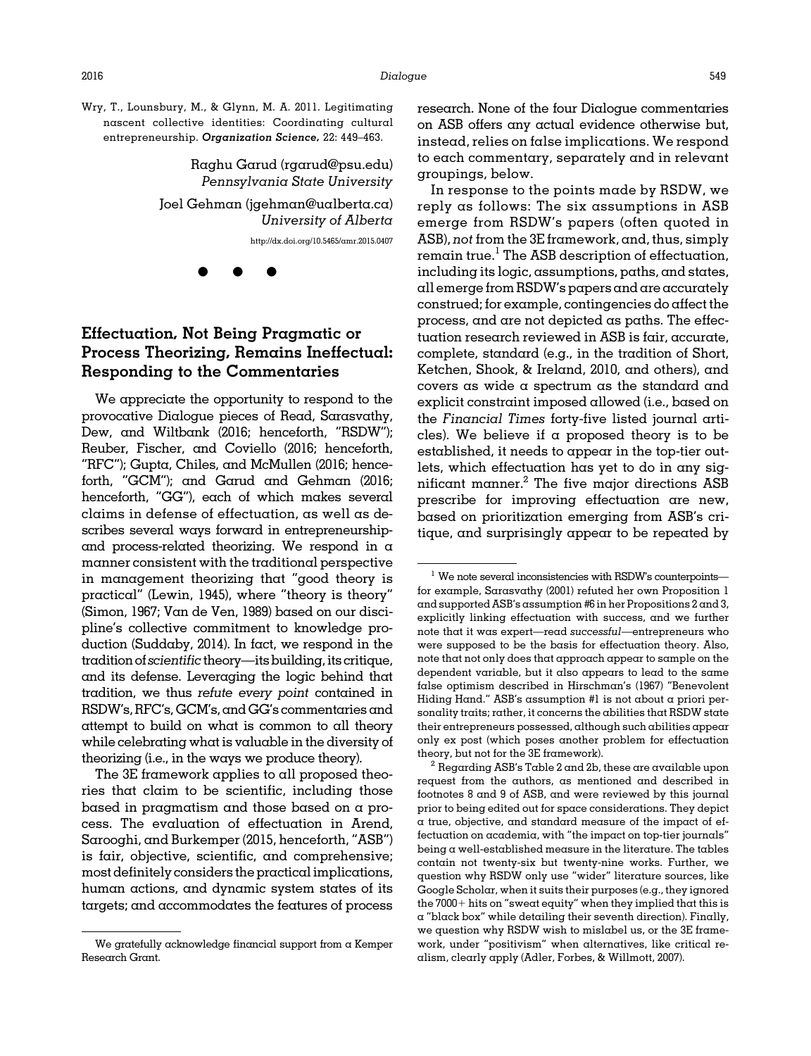Wry, T., Lounsbury, M., & Glynn, M. A. 2011. Legitimating nascent collective identities: Coordinating cultural entrepreneurship. *Organization Science,* 22: 449–463.

Raghu Garud (rgarud@psu.edu)
*Pennsylvania State University*

Joel Gehman (jgehman@ualberta.ca)
*University of Alberta*

http://dx.doi.org/10.5465/amr.2015.0407

● ● ●

## Effectuation, Not Being Pragmatic or Process Theorizing, Remains Ineffectual: Responding to the Commentaries

We appreciate the opportunity to respond to the provocative Dialogue pieces of Read, Sarasvathy, Dew, and Wiltbank (2016; henceforth, "RSDW"); Reuber, Fischer, and Coviello (2016; henceforth, "RFC"); Gupta, Chiles, and McMullen (2016; henceforth, "GCM"); and Garud and Gehman (2016; henceforth, "GG"), each of which makes several claims in defense of effectuation, as well as describes several ways forward in entrepreneurship- and process-related theorizing. We respond in a manner consistent with the traditional perspective in management theorizing that "good theory is practical" (Lewin, 1945), where "theory is theory" (Simon, 1967; Van de Ven, 1989) based on our discipline's collective commitment to knowledge production (Suddaby, 2014). In fact, we respond in the tradition of *scientific* theory—its building, its critique, and its defense. Leveraging the logic behind that tradition, we thus *refute every point* contained in RSDW's, RFC's, GCM's, and GG's commentaries and attempt to build on what is common to all theory while celebrating what is valuable in the diversity of theorizing (i.e., in the ways we produce theory).

The 3E framework applies to all proposed theories that claim to be scientific, including those based in pragmatism and those based on a process. The evaluation of effectuation in Arend, Sarooghi, and Burkemper (2015, henceforth, "ASB") is fair, objective, scientific, and comprehensive; most definitely considers the practical implications, human actions, and dynamic system states of its targets; and accommodates the features of process research. None of the four Dialogue commentaries on ASB offers any actual evidence otherwise but, instead, relies on false implications. We respond to each commentary, separately and in relevant groupings, below.

In response to the points made by RSDW, we reply as follows: The six assumptions in ASB emerge from RSDW's papers (often quoted in ASB), *not* from the 3E framework, and, thus, simply remain true.[1] The ASB description of effectuation, including its logic, assumptions, paths, and states, all emerge from RSDW's papers and are accurately construed; for example, contingencies do affect the process, and are not depicted as paths. The effectuation research reviewed in ASB is fair, accurate, complete, standard (e.g., in the tradition of Short, Ketchen, Shook, & Ireland, 2010, and others), and covers as wide a spectrum as the standard and explicit constraint imposed allowed (i.e., based on the *Financial Times* forty-five listed journal articles). We believe if a proposed theory is to be established, it needs to appear in the top-tier outlets, which effectuation has yet to do in any significant manner.[2] The five major directions ASB prescribe for improving effectuation are new, based on prioritization emerging from ASB's critique, and surprisingly appear to be repeated by

---

We gratefully acknowledge financial support from a Kemper Research Grant.

[1] We note several inconsistencies with RSDW's counterpoints—for example, Sarasvathy (2001) refuted her own Proposition 1 and supported ASB's assumption #6 in her Propositions 2 and 3, explicitly linking effectuation with success, and we further note that it was expert—read *successful*—entrepreneurs who were supposed to be the basis for effectuation theory. Also, note that not only does that approach appear to sample on the dependent variable, but it also appears to lead to the same false optimism described in Hirschman's (1967) "Benevolent Hiding Hand." ASB's assumption #1 is not about a priori personality traits; rather, it concerns the abilities that RSDW state their entrepreneurs possessed, although such abilities appear only ex post (which poses another problem for effectuation theory, but not for the 3E framework).

[2] Regarding ASB's Table 2 and 2b, these are available upon request from the authors, as mentioned and described in footnotes 8 and 9 of ASB, and were reviewed by this journal prior to being edited out for space considerations. They depict a true, objective, and standard measure of the impact of effectuation on academia, with "the impact on top-tier journals" being a well-established measure in the literature. The tables contain not twenty-six but twenty-nine works. Further, we question why RSDW only use "wider" literature sources, like Google Scholar, when it suits their purposes (e.g., they ignored the 7000+ hits on "sweat equity" when they implied that this is a "black box" while detailing their seventh direction). Finally, we question why RSDW wish to mislabel us, or the 3E framework, under "positivism" when alternatives, like critical realism, clearly apply (Adler, Forbes, & Willmott, 2007).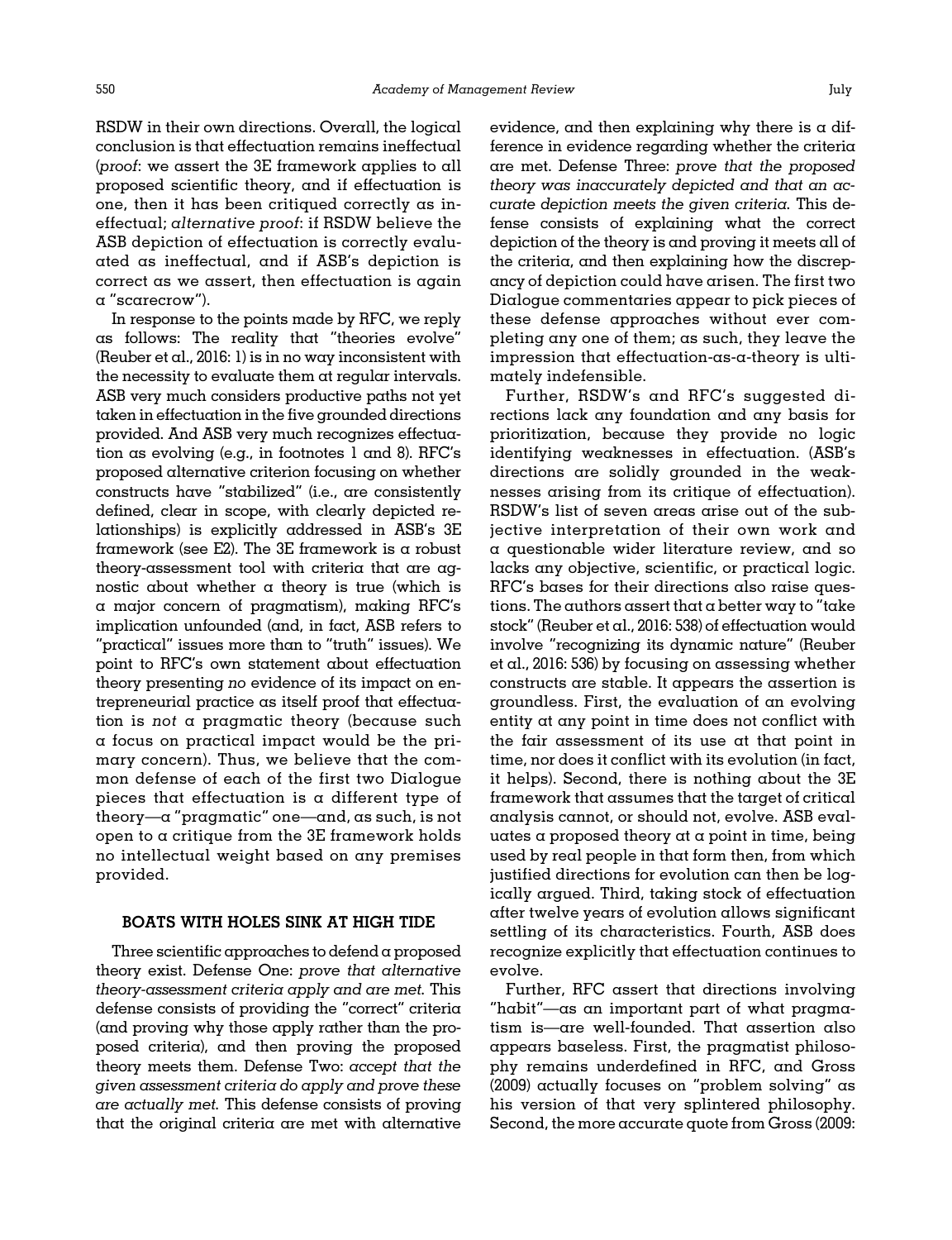RSDW in their own directions. Overall, the logical conclusion is that effectuation remains ineffectual (*proof*: we assert the 3E framework applies to all proposed scientific theory, and if effectuation is one, then it has been critiqued correctly as ineffectual; *alternative proof*: if RSDW believe the ASB depiction of effectuation is correctly evaluated as ineffectual, and if ASB's depiction is correct as we assert, then effectuation is again a "scarecrow").

In response to the points made by RFC, we reply as follows: The reality that "theories evolve" (Reuber et al., 2016: 1) is in no way inconsistent with the necessity to evaluate them at regular intervals. ASB very much considers productive paths not yet taken in effectuation in the five grounded directions provided. And ASB very much recognizes effectuation as evolving (e.g., in footnotes 1 and 8). RFC's proposed alternative criterion focusing on whether constructs have "stabilized" (i.e., are consistently defined, clear in scope, with clearly depicted relationships) is explicitly addressed in ASB's 3E framework (see E2). The 3E framework is a robust theory-assessment tool with criteria that are agnostic about whether a theory is true (which is a major concern of pragmatism), making RFC's implication unfounded (and, in fact, ASB refers to "practical" issues more than to "truth" issues). We point to RFC's own statement about effectuation theory presenting *no* evidence of its impact on entrepreneurial practice as itself proof that effectuation is *not* a pragmatic theory (because such a focus on practical impact would be the primary concern). Thus, we believe that the common defense of each of the first two Dialogue pieces that effectuation is a different type of theory—a "pragmatic" one—and, as such, is not open to a critique from the 3E framework holds no intellectual weight based on any premises provided.

## BOATS WITH HOLES SINK AT HIGH TIDE

Three scientific approaches to defend a proposed theory exist. Defense One: *prove that alternative theory-assessment criteria apply and are met*. This defense consists of providing the "correct" criteria (and proving why those apply rather than the proposed criteria), and then proving the proposed theory meets them. Defense Two: *accept that the given assessment criteria do apply and prove these are actually met*. This defense consists of proving that the original criteria are met with alternative evidence, and then explaining why there is a difference in evidence regarding whether the criteria are met. Defense Three: *prove that the proposed theory was inaccurately depicted and that an accurate depiction meets the given criteria*. This defense consists of explaining what the correct depiction of the theory is and proving it meets all of the criteria, and then explaining how the discrepancy of depiction could have arisen. The first two Dialogue commentaries appear to pick pieces of these defense approaches without ever completing any one of them; as such, they leave the impression that effectuation-as-a-theory is ultimately indefensible.

Further, RSDW's and RFC's suggested directions lack any foundation and any basis for prioritization, because they provide no logic identifying weaknesses in effectuation. (ASB's directions are solidly grounded in the weaknesses arising from its critique of effectuation). RSDW's list of seven areas arise out of the subjective interpretation of their own work and a questionable wider literature review, and so lacks any objective, scientific, or practical logic. RFC's bases for their directions also raise questions. The authors assert that a better way to "take stock" (Reuber et al., 2016: 538) of effectuation would involve "recognizing its dynamic nature" (Reuber et al., 2016: 536) by focusing on assessing whether constructs are stable. It appears the assertion is groundless. First, the evaluation of an evolving entity at any point in time does not conflict with the fair assessment of its use at that point in time, nor does it conflict with its evolution (in fact, it helps). Second, there is nothing about the 3E framework that assumes that the target of critical analysis cannot, or should not, evolve. ASB evaluates a proposed theory at a point in time, being used by real people in that form then, from which justified directions for evolution can then be logically argued. Third, taking stock of effectuation after twelve years of evolution allows significant settling of its characteristics. Fourth, ASB does recognize explicitly that effectuation continues to evolve.

Further, RFC assert that directions involving "habit"—as an important part of what pragmatism is—are well-founded. That assertion also appears baseless. First, the pragmatist philosophy remains underdefined in RFC, and Gross (2009) actually focuses on "problem solving" as his version of that very splintered philosophy. Second, the more accurate quote from Gross (2009: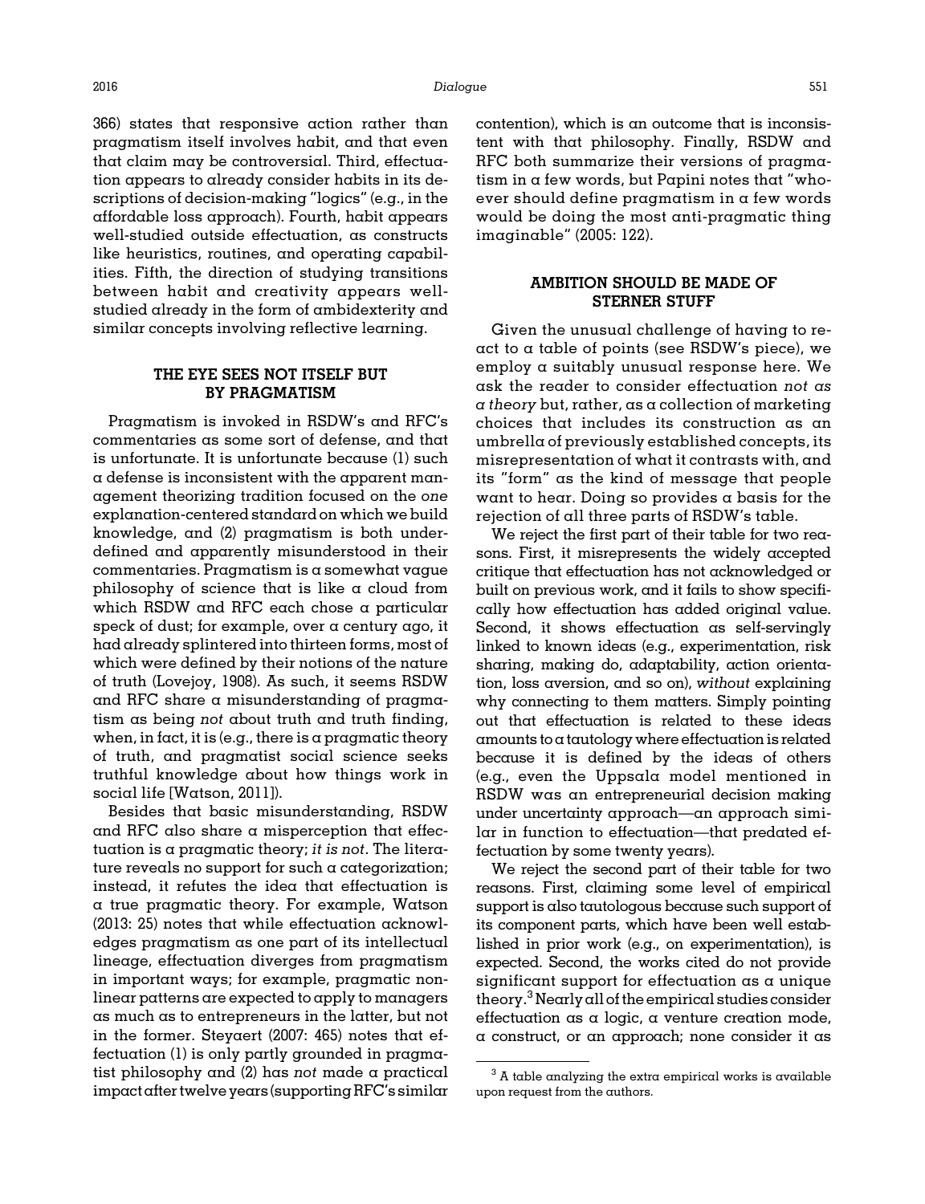366) states that responsive action rather than pragmatism itself involves habit, and that even that claim may be controversial. Third, effectuation appears to already consider habits in its descriptions of decision-making "logics" (e.g., in the affordable loss approach). Fourth, habit appears well-studied outside effectuation, as constructs like heuristics, routines, and operating capabilities. Fifth, the direction of studying transitions between habit and creativity appears well-studied already in the form of ambidexterity and similar concepts involving reflective learning.

## THE EYE SEES NOT ITSELF BUT BY PRAGMATISM

Pragmatism is invoked in RSDW's and RFC's commentaries as some sort of defense, and that is unfortunate. It is unfortunate because (1) such a defense is inconsistent with the apparent management theorizing tradition focused on the *one* explanation-centered standard on which we build knowledge, and (2) pragmatism is both underdefined and apparently misunderstood in their commentaries. Pragmatism is a somewhat vague philosophy of science that is like a cloud from which RSDW and RFC each chose a particular speck of dust; for example, over a century ago, it had already splintered into thirteen forms, most of which were defined by their notions of the nature of truth (Lovejoy, 1908). As such, it seems RSDW and RFC share a misunderstanding of pragmatism as being *not* about truth and truth finding, when, in fact, it is (e.g., there is a pragmatic theory of truth, and pragmatist social science seeks truthful knowledge about how things work in social life [Watson, 2011]).

Besides that basic misunderstanding, RSDW and RFC also share a misperception that effectuation is a pragmatic theory; *it is not*. The literature reveals no support for such a categorization; instead, it refutes the idea that effectuation is a true pragmatic theory. For example, Watson (2013: 25) notes that while effectuation acknowledges pragmatism as one part of its intellectual lineage, effectuation diverges from pragmatism in important ways; for example, pragmatic nonlinear patterns are expected to apply to managers as much as to entrepreneurs in the latter, but not in the former. Steyaert (2007: 465) notes that effectuation (1) is only partly grounded in pragmatist philosophy and (2) has *not* made a practical impact after twelve years (supporting RFC's similar contention), which is an outcome that is inconsistent with that philosophy. Finally, RSDW and RFC both summarize their versions of pragmatism in a few words, but Papini notes that "whoever should define pragmatism in a few words would be doing the most anti-pragmatic thing imaginable" (2005: 122).

## AMBITION SHOULD BE MADE OF STERNER STUFF

Given the unusual challenge of having to react to a table of points (see RSDW's piece), we employ a suitably unusual response here. We ask the reader to consider effectuation *not as a theory* but, rather, as a collection of marketing choices that includes its construction as an umbrella of previously established concepts, its misrepresentation of what it contrasts with, and its "form" as the kind of message that people want to hear. Doing so provides a basis for the rejection of all three parts of RSDW's table.

We reject the first part of their table for two reasons. First, it misrepresents the widely accepted critique that effectuation has not acknowledged or built on previous work, and it fails to show specifically how effectuation has added original value. Second, it shows effectuation as self-servingly linked to known ideas (e.g., experimentation, risk sharing, making do, adaptability, action orientation, loss aversion, and so on), *without* explaining why connecting to them matters. Simply pointing out that effectuation is related to these ideas amounts to a tautology where effectuation is related because it is defined by the ideas of others (e.g., even the Uppsala model mentioned in RSDW was an entrepreneurial decision making under uncertainty approach—an approach similar in function to effectuation—that predated effectuation by some twenty years).

We reject the second part of their table for two reasons. First, claiming some level of empirical support is also tautologous because such support of its component parts, which have been well established in prior work (e.g., on experimentation), is expected. Second, the works cited do not provide significant support for effectuation as a unique theory.[3] Nearly all of the empirical studies consider effectuation as a logic, a venture creation mode, a construct, or an approach; none consider it as

[3] A table analyzing the extra empirical works is available upon request from the authors.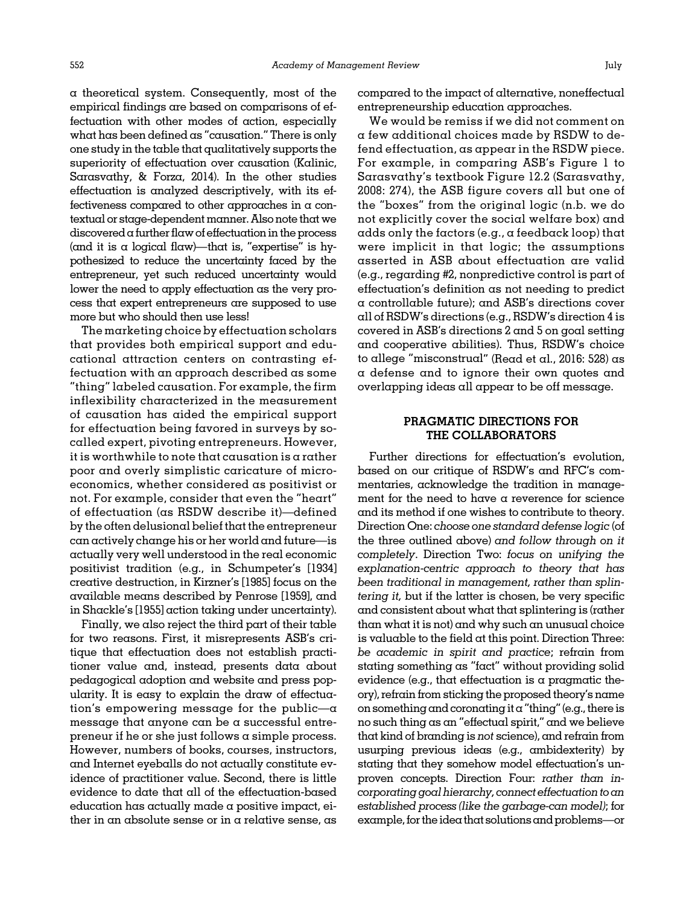a theoretical system. Consequently, most of the empirical findings are based on comparisons of effectuation with other modes of action, especially what has been defined as "causation." There is only one study in the table that qualitatively supports the superiority of effectuation over causation (Kalinic, Sarasvathy, & Forza, 2014). In the other studies effectuation is analyzed descriptively, with its effectiveness compared to other approaches in a contextual or stage-dependent manner. Also note that we discovered a further flaw of effectuation in the process (and it is a logical flaw)—that is, "expertise" is hypothesized to reduce the uncertainty faced by the entrepreneur, yet such reduced uncertainty would lower the need to apply effectuation as the very process that expert entrepreneurs are supposed to use more but who should then use less!

The marketing choice by effectuation scholars that provides both empirical support and educational attraction centers on contrasting effectuation with an approach described as some "thing" labeled causation. For example, the firm inflexibility characterized in the measurement of causation has aided the empirical support for effectuation being favored in surveys by so-called expert, pivoting entrepreneurs. However, it is worthwhile to note that causation is a rather poor and overly simplistic caricature of microeconomics, whether considered as positivist or not. For example, consider that even the "heart" of effectuation (as RSDW describe it)—defined by the often delusional belief that the entrepreneur can actively change his or her world and future—is actually very well understood in the real economic positivist tradition (e.g., in Schumpeter's [1934] creative destruction, in Kirzner's [1985] focus on the available means described by Penrose [1959], and in Shackle's [1955] action taking under uncertainty).

Finally, we also reject the third part of their table for two reasons. First, it misrepresents ASB's critique that effectuation does not establish practitioner value and, instead, presents data about pedagogical adoption and website and press popularity. It is easy to explain the draw of effectuation's empowering message for the public—a message that anyone can be a successful entrepreneur if he or she just follows a simple process. However, numbers of books, courses, instructors, and Internet eyeballs do not actually constitute evidence of practitioner value. Second, there is little evidence to date that all of the effectuation-based education has actually made a positive impact, either in an absolute sense or in a relative sense, as compared to the impact of alternative, noneffectual entrepreneurship education approaches.

We would be remiss if we did not comment on a few additional choices made by RSDW to defend effectuation, as appear in the RSDW piece. For example, in comparing ASB's Figure 1 to Sarasvathy's textbook Figure 12.2 (Sarasvathy, 2008: 274), the ASB figure covers all but one of the "boxes" from the original logic (n.b. we do not explicitly cover the social welfare box) and adds only the factors (e.g., a feedback loop) that were implicit in that logic; the assumptions asserted in ASB about effectuation are valid (e.g., regarding #2, nonpredictive control is part of effectuation's definition as not needing to predict a controllable future); and ASB's directions cover all of RSDW's directions (e.g., RSDW's direction 4 is covered in ASB's directions 2 and 5 on goal setting and cooperative abilities). Thus, RSDW's choice to allege "misconstrual" (Read et al., 2016: 528) as a defense and to ignore their own quotes and overlapping ideas all appear to be off message.

## PRAGMATIC DIRECTIONS FOR THE COLLABORATORS

Further directions for effectuation's evolution, based on our critique of RSDW's and RFC's commentaries, acknowledge the tradition in management for the need to have a reverence for science and its method if one wishes to contribute to theory. Direction One: *choose one standard defense logic* (of the three outlined above) *and follow through on it completely*. Direction Two: *focus on unifying the explanation-centric approach to theory that has been traditional in management, rather than splintering it,* but if the latter is chosen, be very specific and consistent about what that splintering is (rather than what it is not) and why such an unusual choice is valuable to the field at this point. Direction Three: *be academic in spirit and practice*; refrain from stating something as "fact" without providing solid evidence (e.g., that effectuation is a pragmatic theory), refrain from sticking the proposed theory's name on something and coronating it a "thing" (e.g., there is no such thing as an "effectual spirit," and we believe that kind of branding is *not* science), and refrain from usurping previous ideas (e.g., ambidexterity) by stating that they somehow model effectuation's unproven concepts. Direction Four: *rather than incorporating goal hierarchy, connect effectuation to an established process (like the garbage-can model)*; for example, for the idea that solutions and problems—or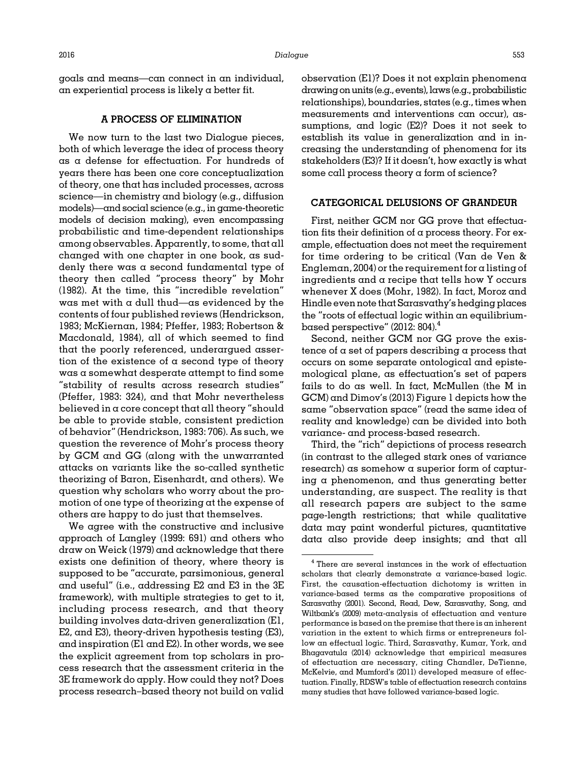goals and means—can connect in an individual, an experiential process is likely a better fit.

## A PROCESS OF ELIMINATION

We now turn to the last two Dialogue pieces, both of which leverage the idea of process theory as a defense for effectuation. For hundreds of years there has been one core conceptualization of theory, one that has included processes, across science—in chemistry and biology (e.g., diffusion models)—and social science (e.g., in game-theoretic models of decision making), even encompassing probabilistic and time-dependent relationships among observables. Apparently, to some, that all changed with one chapter in one book, as suddenly there was a second fundamental type of theory then called "process theory" by Mohr (1982). At the time, this "incredible revelation" was met with a dull thud—as evidenced by the contents of four published reviews (Hendrickson, 1983; McKiernan, 1984; Pfeffer, 1983; Robertson & Macdonald, 1984), all of which seemed to find that the poorly referenced, underargued assertion of the existence of a second type of theory was a somewhat desperate attempt to find some "stability of results across research studies" (Pfeffer, 1983: 324), and that Mohr nevertheless believed in a core concept that all theory "should be able to provide stable, consistent prediction of behavior" (Hendrickson, 1983: 706). As such, we question the reverence of Mohr's process theory by GCM and GG (along with the unwarranted attacks on variants like the so-called synthetic theorizing of Baron, Eisenhardt, and others). We question why scholars who worry about the promotion of one type of theorizing at the expense of others are happy to do just that themselves.

We agree with the constructive and inclusive approach of Langley (1999: 691) and others who draw on Weick (1979) and acknowledge that there exists one definition of theory, where theory is supposed to be "accurate, parsimonious, general and useful" (i.e., addressing E2 and E3 in the 3E framework), with multiple strategies to get to it, including process research, and that theory building involves data-driven generalization (E1, E2, and E3), theory-driven hypothesis testing (E3), and inspiration (E1 and E2). In other words, we see the explicit agreement from top scholars in process research that the assessment criteria in the 3E framework do apply. How could they not? Does process research–based theory not build on valid observation (E1)? Does it not explain phenomena drawing on units (e.g., events), laws (e.g., probabilistic relationships), boundaries, states (e.g., times when measurements and interventions can occur), assumptions, and logic (E2)? Does it not seek to establish its value in generalization and in increasing the understanding of phenomena for its stakeholders (E3)? If it doesn't, how exactly is what some call process theory a form of science?

## CATEGORICAL DELUSIONS OF GRANDEUR

First, neither GCM nor GG prove that effectuation fits their definition of a process theory. For example, effectuation does not meet the requirement for time ordering to be critical (Van de Ven & Engleman, 2004) or the requirement for a listing of ingredients and a recipe that tells how Y occurs whenever X does (Mohr, 1982). In fact, Moroz and Hindle even note that Sarasvathy's hedging places the "roots of effectual logic within an equilibrium-based perspective" (2012: 804).[4]

Second, neither GCM nor GG prove the existence of a set of papers describing a process that occurs on some separate ontological and epistemological plane, as effectuation's set of papers fails to do as well. In fact, McMullen (the M in GCM) and Dimov's (2013) Figure 1 depicts how the same "observation space" (read the same idea of reality and knowledge) can be divided into both variance- and process-based research.

Third, the "rich" depictions of process research (in contrast to the alleged stark ones of variance research) as somehow a superior form of capturing a phenomenon, and thus generating better understanding, are suspect. The reality is that all research papers are subject to the same page-length restrictions; that while qualitative data may paint wonderful pictures, quantitative data also provide deep insights; and that all

---

[4] There are several instances in the work of effectuation scholars that clearly demonstrate a variance-based logic. First, the causation-effectuation dichotomy is written in variance-based terms as the comparative propositions of Sarasvathy (2001). Second, Read, Dew, Sarasvathy, Song, and Wiltbank's (2009) meta-analysis of effectuation and venture performance is based on the premise that there is an inherent variation in the extent to which firms or entrepreneurs follow an effectual logic. Third, Sarasvathy, Kumar, York, and Bhagavatula (2014) acknowledge that empirical measures of effectuation are necessary, citing Chandler, DeTienne, McKelvie, and Mumford's (2011) developed measure of effectuation. Finally, RDSW's table of effectuation research contains many studies that have followed variance-based logic.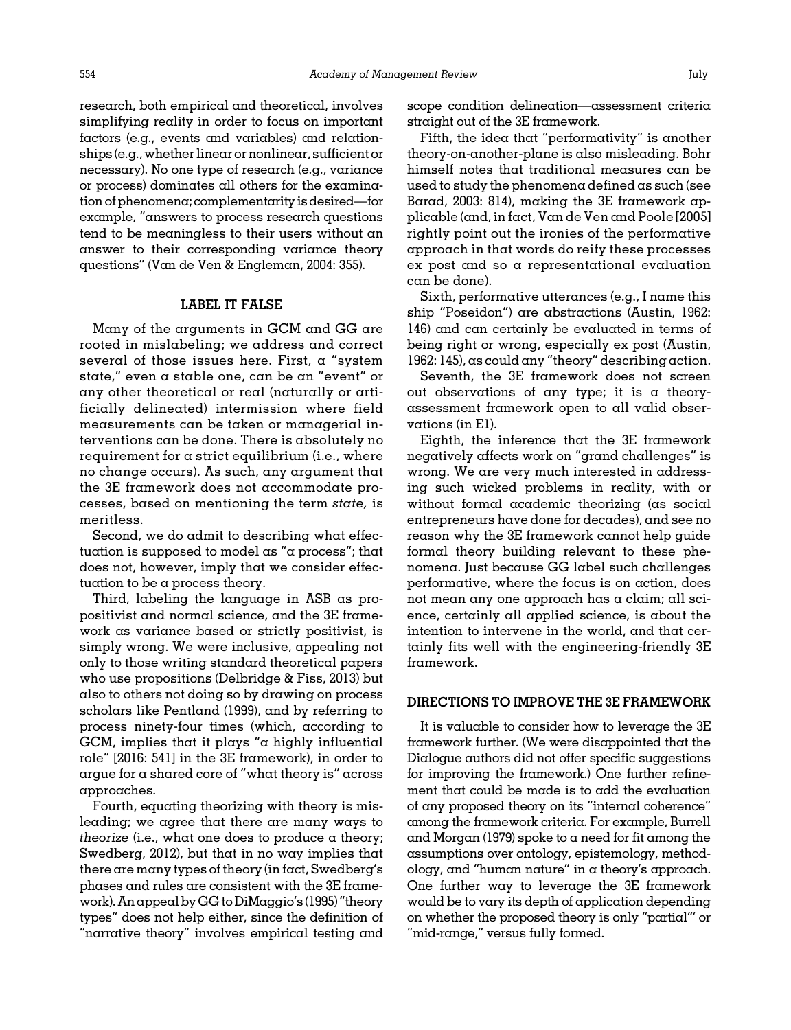research, both empirical and theoretical, involves simplifying reality in order to focus on important factors (e.g., events and variables) and relationships (e.g., whether linear or nonlinear, sufficient or necessary). No one type of research (e.g., variance or process) dominates all others for the examination of phenomena; complementarity is desired—for example, "answers to process research questions tend to be meaningless to their users without an answer to their corresponding variance theory questions" (Van de Ven & Engleman, 2004: 355).

## LABEL IT FALSE

Many of the arguments in GCM and GG are rooted in mislabeling; we address and correct several of those issues here. First, a "system state," even a stable one, can be an "event" or any other theoretical or real (naturally or artificially delineated) intermission where field measurements can be taken or managerial interventions can be done. There is absolutely no requirement for a strict equilibrium (i.e., where no change occurs). As such, any argument that the 3E framework does not accommodate processes, based on mentioning the term *state,* is meritless.

Second, we do admit to describing what effectuation is supposed to model as "a process"; that does not, however, imply that we consider effectuation to be a process theory.

Third, labeling the language in ASB as propositivist and normal science, and the 3E framework as variance based or strictly positivist, is simply wrong. We were inclusive, appealing not only to those writing standard theoretical papers who use propositions (Delbridge & Fiss, 2013) but also to others not doing so by drawing on process scholars like Pentland (1999), and by referring to process ninety-four times (which, according to GCM, implies that it plays "a highly influential role" [2016: 541] in the 3E framework), in order to argue for a shared core of "what theory is" across approaches.

Fourth, equating theorizing with theory is misleading; we agree that there are many ways to *theorize* (i.e., what one does to produce a theory; Swedberg, 2012), but that in no way implies that there are many types of theory (in fact, Swedberg's phases and rules are consistent with the 3E framework). An appeal by GG to DiMaggio's (1995) "theory types" does not help either, since the definition of "narrative theory" involves empirical testing and scope condition delineation—assessment criteria straight out of the 3E framework.

Fifth, the idea that "performativity" is another theory-on-another-plane is also misleading. Bohr himself notes that traditional measures can be used to study the phenomena defined as such (see Barad, 2003: 814), making the 3E framework applicable (and, in fact, Van de Ven and Poole [2005] rightly point out the ironies of the performative approach in that words do reify these processes ex post and so a representational evaluation can be done).

Sixth, performative utterances (e.g., I name this ship "Poseidon") are abstractions (Austin, 1962: 146) and can certainly be evaluated in terms of being right or wrong, especially ex post (Austin, 1962: 145), as could any "theory" describing action.

Seventh, the 3E framework does not screen out observations of any type; it is a theory-assessment framework open to all valid observations (in E1).

Eighth, the inference that the 3E framework negatively affects work on "grand challenges" is wrong. We are very much interested in addressing such wicked problems in reality, with or without formal academic theorizing (as social entrepreneurs have done for decades), and see no reason why the 3E framework cannot help guide formal theory building relevant to these phenomena. Just because GG label such challenges performative, where the focus is on action, does not mean any one approach has a claim; all science, certainly all applied science, is about the intention to intervene in the world, and that certainly fits well with the engineering-friendly 3E framework.

## DIRECTIONS TO IMPROVE THE 3E FRAMEWORK

It is valuable to consider how to leverage the 3E framework further. (We were disappointed that the Dialogue authors did not offer specific suggestions for improving the framework.) One further refinement that could be made is to add the evaluation of any proposed theory on its "internal coherence" among the framework criteria. For example, Burrell and Morgan (1979) spoke to a need for fit among the assumptions over ontology, epistemology, methodology, and "human nature" in a theory's approach. One further way to leverage the 3E framework would be to vary its depth of application depending on whether the proposed theory is only "partial"' or "mid-range," versus fully formed.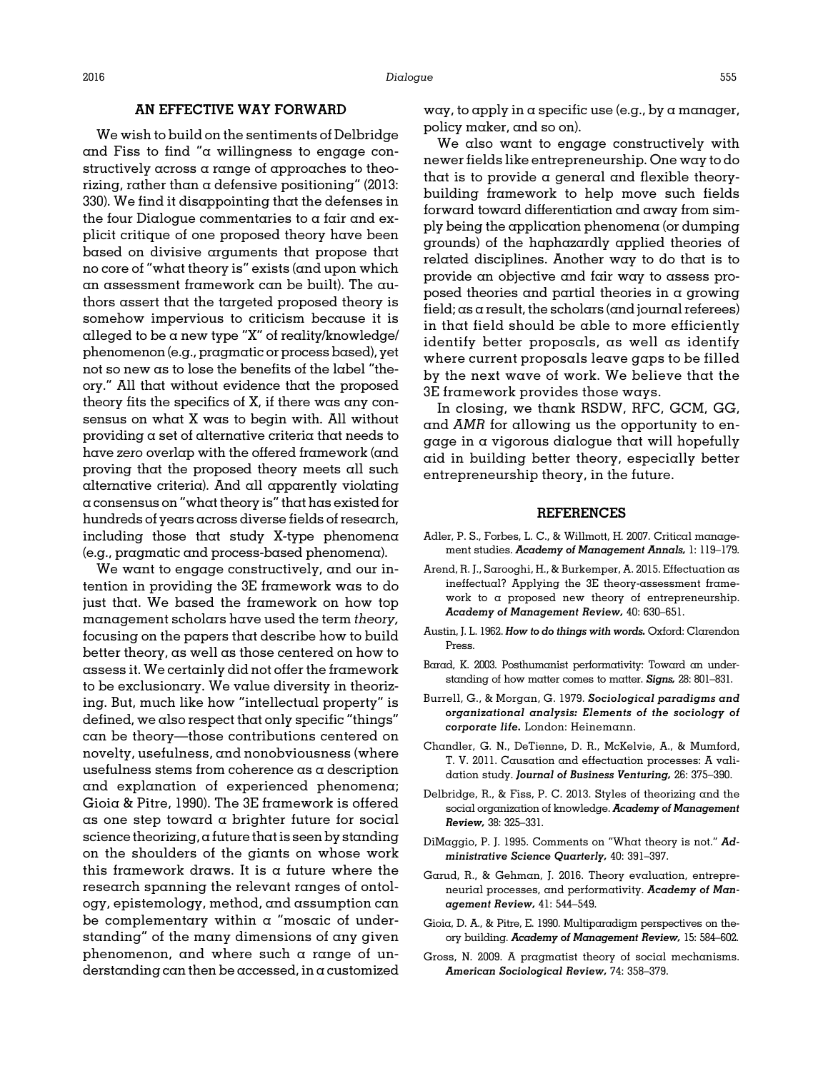## AN EFFECTIVE WAY FORWARD

We wish to build on the sentiments of Delbridge and Fiss to find "a willingness to engage constructively across a range of approaches to theorizing, rather than a defensive positioning" (2013: 330). We find it disappointing that the defenses in the four Dialogue commentaries to a fair and explicit critique of one proposed theory have been based on divisive arguments that propose that no core of "what theory is" exists (and upon which an assessment framework can be built). The authors assert that the targeted proposed theory is somehow impervious to criticism because it is alleged to be a new type "X" of reality/knowledge/phenomenon (e.g., pragmatic or process based), yet not so new as to lose the benefits of the label "theory." All that without evidence that the proposed theory fits the specifics of X, if there was any consensus on what X was to begin with. All without providing a set of alternative criteria that needs to have *zero* overlap with the offered framework (and proving that the proposed theory meets all such alternative criteria). And all apparently violating a consensus on "what theory is" that has existed for hundreds of years across diverse fields of research, including those that study X-type phenomena (e.g., pragmatic and process-based phenomena).

We want to engage constructively, and our intention in providing the 3E framework was to do just that. We based the framework on how top management scholars have used the term *theory,* focusing on the papers that describe how to build better theory, as well as those centered on how to assess it. We certainly did not offer the framework to be exclusionary. We value diversity in theorizing. But, much like how "intellectual property" is defined, we also respect that only specific "things" can be theory—those contributions centered on novelty, usefulness, and nonobviousness (where usefulness stems from coherence as a description and explanation of experienced phenomena; Gioia & Pitre, 1990). The 3E framework is offered as one step toward a brighter future for social science theorizing, a future that is seen by standing on the shoulders of the giants on whose work this framework draws. It is a future where the research spanning the relevant ranges of ontology, epistemology, method, and assumption can be complementary within a "mosaic of understanding" of the many dimensions of any given phenomenon, and where such a range of understanding can then be accessed, in a customized way, to apply in a specific use (e.g., by a manager, policy maker, and so on).

We also want to engage constructively with newer fields like entrepreneurship. One way to do that is to provide a general and flexible theory-building framework to help move such fields forward toward differentiation and away from simply being the application phenomena (or dumping grounds) of the haphazardly applied theories of related disciplines. Another way to do that is to provide an objective and fair way to assess proposed theories and partial theories in a growing field; as a result, the scholars (and journal referees) in that field should be able to more efficiently identify better proposals, as well as identify where current proposals leave gaps to be filled by the next wave of work. We believe that the 3E framework provides those ways.

In closing, we thank RSDW, RFC, GCM, GG, and *AMR* for allowing us the opportunity to engage in a vigorous dialogue that will hopefully aid in building better theory, especially better entrepreneurship theory, in the future.

## REFERENCES

Adler, P. S., Forbes, L. C., & Willmott, H. 2007. Critical management studies. ***Academy of Management Annals,*** 1: 119–179.

Arend, R. J., Sarooghi, H., & Burkemper, A. 2015. Effectuation as ineffectual? Applying the 3E theory-assessment framework to a proposed new theory of entrepreneurship. ***Academy of Management Review,*** 40: 630–651.

Austin, J. L. 1962. ***How to do things with words.*** Oxford: Clarendon Press.

Barad, K. 2003. Posthumanist performativity: Toward an understanding of how matter comes to matter. ***Signs,*** 28: 801–831.

Burrell, G., & Morgan, G. 1979. ***Sociological paradigms and organizational analysis: Elements of the sociology of corporate life.*** London: Heinemann.

Chandler, G. N., DeTienne, D. R., McKelvie, A., & Mumford, T. V. 2011. Causation and effectuation processes: A validation study. ***Journal of Business Venturing,*** 26: 375–390.

Delbridge, R., & Fiss, P. C. 2013. Styles of theorizing and the social organization of knowledge. ***Academy of Management Review,*** 38: 325–331.

DiMaggio, P. J. 1995. Comments on "What theory is not." ***Administrative Science Quarterly,*** 40: 391–397.

Garud, R., & Gehman, J. 2016. Theory evaluation, entrepreneurial processes, and performativity. ***Academy of Management Review,*** 41: 544–549.

Gioia, D. A., & Pitre, E. 1990. Multiparadigm perspectives on theory building. ***Academy of Management Review,*** 15: 584–602.

Gross, N. 2009. A pragmatist theory of social mechanisms. ***American Sociological Review,*** 74: 358–379.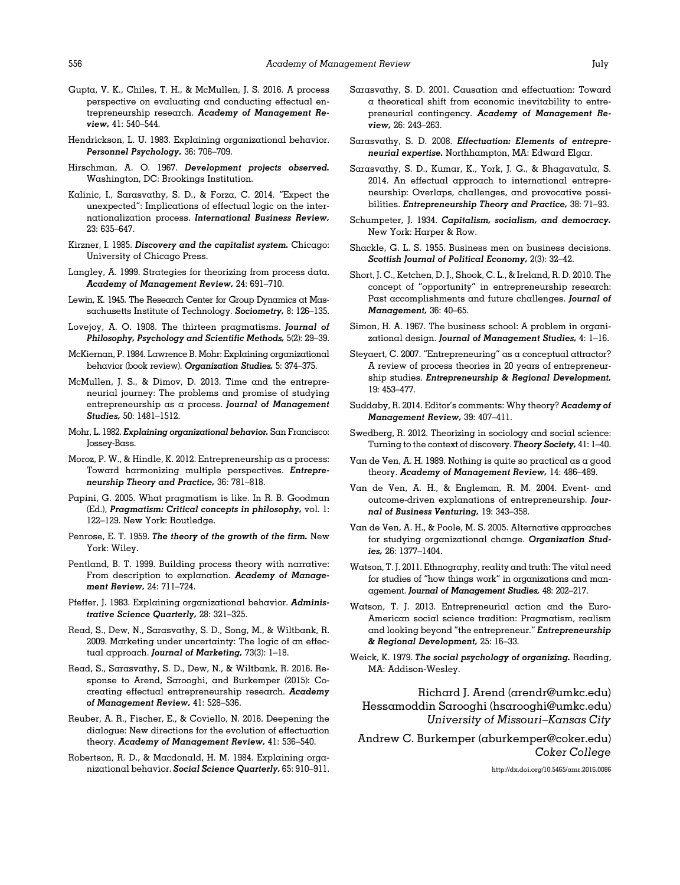Gupta, V. K., Chiles, T. H., & McMullen, J. S. 2016. A process perspective on evaluating and conducting effectual entrepreneurship research. ***Academy of Management Review,*** 41: 540–544.

Hendrickson, L. U. 1983. Explaining organizational behavior. ***Personnel Psychology,*** 36: 706–709.

Hirschman, A. O. 1967. ***Development projects observed.*** Washington, DC: Brookings Institution.

Kalinic, I., Sarasvathy, S. D., & Forza, C. 2014. "Expect the unexpected": Implications of effectual logic on the internationalization process. ***International Business Review,*** 23: 635–647.

Kirzner, I. 1985. ***Discovery and the capitalist system.*** Chicago: University of Chicago Press.

Langley, A. 1999. Strategies for theorizing from process data. ***Academy of Management Review,*** 24: 691–710.

Lewin, K. 1945. The Research Center for Group Dynamics at Massachusetts Institute of Technology. ***Sociometry,*** 8: 126–135.

Lovejoy, A. O. 1908. The thirteen pragmatisms. ***Journal of Philosophy, Psychology and Scientific Methods,*** 5(2): 29–39.

McKiernan, P. 1984. Lawrence B. Mohr: Explaining organizational behavior (book review). ***Organization Studies,*** 5: 374–375.

McMullen, J. S., & Dimov, D. 2013. Time and the entrepreneurial journey: The problems and promise of studying entrepreneurship as a process. ***Journal of Management Studies,*** 50: 1481–1512.

Mohr, L. 1982. ***Explaining organizational behavior.*** San Francisco: Jossey-Bass.

Moroz, P. W., & Hindle, K. 2012. Entrepreneurship as a process: Toward harmonizing multiple perspectives. ***Entrepreneurship Theory and Practice,*** 36: 781–818.

Papini, G. 2005. What pragmatism is like. In R. B. Goodman (Ed.), ***Pragmatism: Critical concepts in philosophy,*** vol. 1: 122–129. New York: Routledge.

Penrose, E. T. 1959. ***The theory of the growth of the firm.*** New York: Wiley.

Pentland, B. T. 1999. Building process theory with narrative: From description to explanation. ***Academy of Management Review,*** 24: 711–724.

Pfeffer, J. 1983. Explaining organizational behavior. ***Administrative Science Quarterly,*** 28: 321–325.

Read, S., Dew, N., Sarasvathy, S. D., Song, M., & Wiltbank, R. 2009. Marketing under uncertainty: The logic of an effectual approach. ***Journal of Marketing,*** 73(3): 1–18.

Read, S., Sarasvathy, S. D., Dew, N., & Wiltbank, R. 2016. Response to Arend, Sarooghi, and Burkemper (2015): Cocreating effectual entrepreneurship research. ***Academy of Management Review,*** 41: 528–536.

Reuber, A. R., Fischer, E., & Coviello, N. 2016. Deepening the dialogue: New directions for the evolution of effectuation theory. ***Academy of Management Review,*** 41: 536–540.

Robertson, R. D., & Macdonald, H. M. 1984. Explaining organizational behavior. ***Social Science Quarterly,*** 65: 910–911.

Sarasvathy, S. D. 2001. Causation and effectuation: Toward a theoretical shift from economic inevitability to entrepreneurial contingency. ***Academy of Management Review,*** 26: 243–263.

Sarasvathy, S. D. 2008. ***Effectuation: Elements of entrepreneurial expertise.*** Northhampton, MA: Edward Elgar.

Sarasvathy, S. D., Kumar, K., York, J. G., & Bhagavatula, S. 2014. An effectual approach to international entrepreneurship: Overlaps, challenges, and provocative possibilities. ***Entrepreneurship Theory and Practice,*** 38: 71–93.

Schumpeter, J. 1934. ***Capitalism, socialism, and democracy.*** New York: Harper & Row.

Shackle, G. L. S. 1955. Business men on business decisions. ***Scottish Journal of Political Economy,*** 2(3): 32–42.

Short, J. C., Ketchen, D. J., Shook, C. L., & Ireland, R. D. 2010. The concept of "opportunity" in entrepreneurship research: Past accomplishments and future challenges. ***Journal of Management,*** 36: 40–65.

Simon, H. A. 1967. The business school: A problem in organizational design. ***Journal of Management Studies,*** 4: 1–16.

Steyaert, C. 2007. "Entrepreneuring" as a conceptual attractor? A review of process theories in 20 years of entrepreneurship studies. ***Entrepreneurship & Regional Development,*** 19: 453–477.

Suddaby, R. 2014. Editor's comments: Why theory? ***Academy of Management Review,*** 39: 407–411.

Swedberg, R. 2012. Theorizing in sociology and social science: Turning to the context of discovery. ***Theory Society,*** 41: 1–40.

Van de Ven, A. H. 1989. Nothing is quite so practical as a good theory. ***Academy of Management Review,*** 14: 486–489.

Van de Ven, A. H., & Engleman, R. M. 2004. Event- and outcome-driven explanations of entrepreneurship. ***Journal of Business Venturing,*** 19: 343–358.

Van de Ven, A. H., & Poole, M. S. 2005. Alternative approaches for studying organizational change. ***Organization Studies,*** 26: 1377–1404.

Watson, T. J. 2011. Ethnography, reality and truth: The vital need for studies of "how things work" in organizations and management. ***Journal of Management Studies,*** 48: 202–217.

Watson, T. J. 2013. Entrepreneurial action and the Euro-American social science tradition: Pragmatism, realism and looking beyond "the entrepreneur." ***Entrepreneurship & Regional Development,*** 25: 16–33.

Weick, K. 1979. ***The social psychology of organizing.*** Reading, MA: Addison-Wesley.

Richard J. Arend (arendr@umkc.edu)
Hessamoddin Sarooghi (hsarooghi@umkc.edu)
*University of Missouri–Kansas City*

Andrew C. Burkemper (aburkemper@coker.edu)
*Coker College*

http://dx.doi.org/10.5465/amr.2016.0086